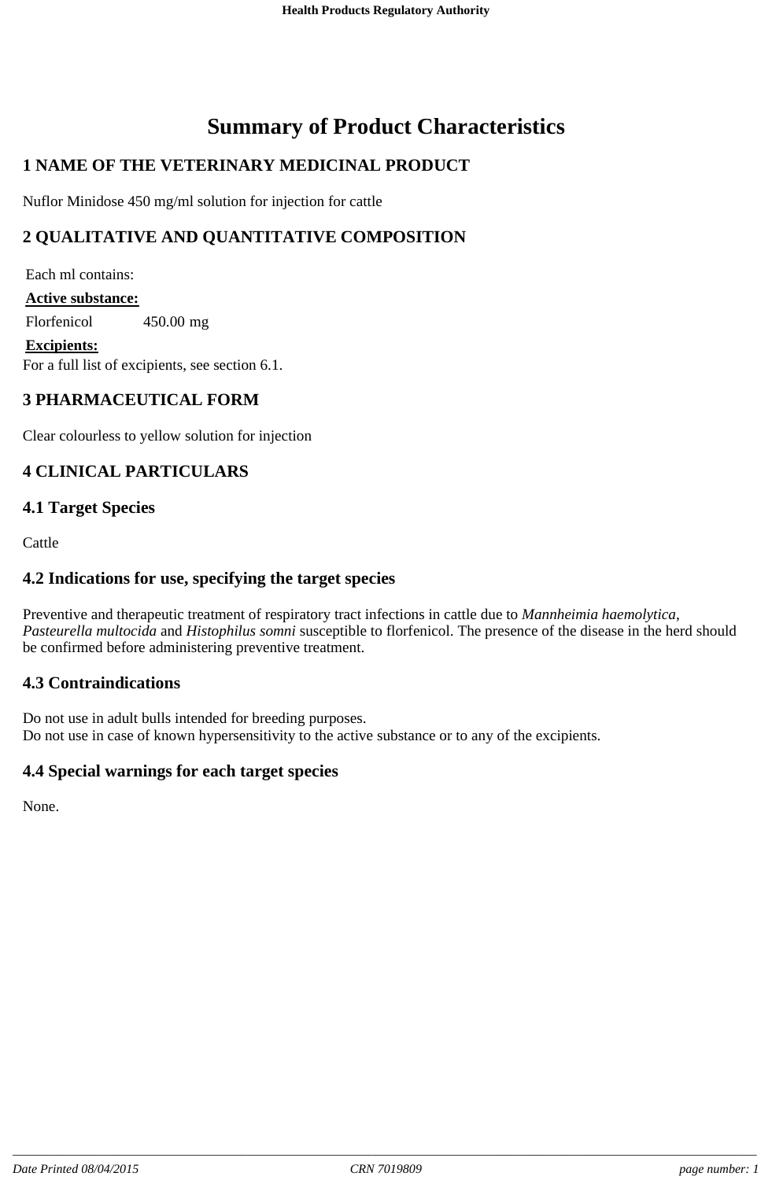# Summary of Product Characteristics

## 1 NAME OF THE VETERINARY MEDICINAL PRODUCT

Nuflor Minidose 450 mg/ml solution for injection for cattle

## 2 QUALITATIVE AND QUANTITATIVE COMPOSITION

Each ml contains:

**Active substance:**

Florfenicol 450.00 mg

**Excipients:**

For a full list of excipients, see section 6.1.

## 3 PHARMACEUTICAL FORM

Clear colourless to yellow solution for injection

## 4 CLINICAL PARTICULARS

### 4.1 Target Species

Cattle

### 4.2 Indications for use, specifying the target species

Preventive and therapeutic treatment of respiratory tract infections in cattle due to *Mannheimia haemolytica*, *Pasteurella multocida* and *Histophilus somni* susceptible to florfenicol. The presence of the disease in the herd should be confirmed before administering preventive treatment.

### 4.3 Contraindications

Do not use in adult bulls intended for breeding purposes.
Do not use in case of known hypersensitivity to the active substance or to any of the excipients.

### 4.4 Special warnings for each target species

None.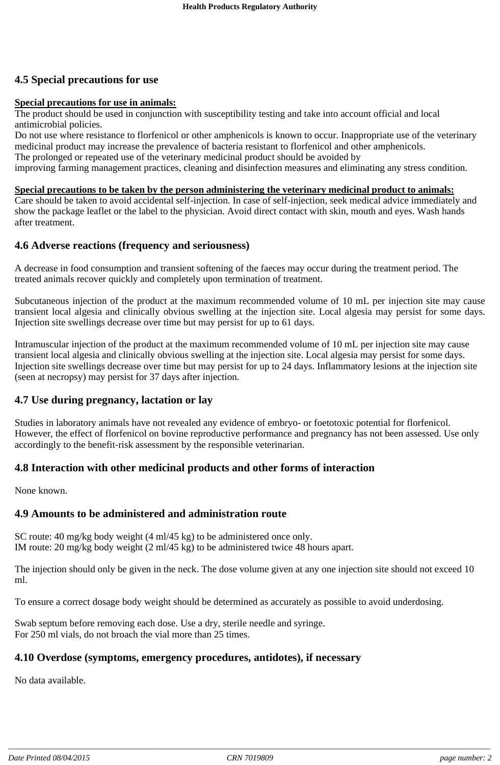## 4.5 Special precautions for use

**Special precautions for use in animals:**

The product should be used in conjunction with susceptibility testing and take into account official and local antimicrobial policies.
Do not use where resistance to florfenicol or other amphenicols is known to occur. Inappropriate use of the veterinary medicinal product may increase the prevalence of bacteria resistant to florfenicol and other amphenicols.
The prolonged or repeated use of the veterinary medicinal product should be avoided by improving farming management practices, cleaning and disinfection measures and eliminating any stress condition.

**Special precautions to be taken by the person administering the veterinary medicinal product to animals:**

Care should be taken to avoid accidental self-injection. In case of self-injection, seek medical advice immediately and show the package leaflet or the label to the physician. Avoid direct contact with skin, mouth and eyes. Wash hands after treatment.

## 4.6 Adverse reactions (frequency and seriousness)

A decrease in food consumption and transient softening of the faeces may occur during the treatment period. The treated animals recover quickly and completely upon termination of treatment.

Subcutaneous injection of the product at the maximum recommended volume of 10 mL per injection site may cause transient local algesia and clinically obvious swelling at the injection site. Local algesia may persist for some days. Injection site swellings decrease over time but may persist for up to 61 days.

Intramuscular injection of the product at the maximum recommended volume of 10 mL per injection site may cause transient local algesia and clinically obvious swelling at the injection site. Local algesia may persist for some days. Injection site swellings decrease over time but may persist for up to 24 days. Inflammatory lesions at the injection site (seen at necropsy) may persist for 37 days after injection.

## 4.7 Use during pregnancy, lactation or lay

Studies in laboratory animals have not revealed any evidence of embryo- or foetotoxic potential for florfenicol. However, the effect of florfenicol on bovine reproductive performance and pregnancy has not been assessed. Use only accordingly to the benefit-risk assessment by the responsible veterinarian.

## 4.8 Interaction with other medicinal products and other forms of interaction

None known.

## 4.9 Amounts to be administered and administration route

SC route: 40 mg/kg body weight (4 ml/45 kg) to be administered once only.
IM route: 20 mg/kg body weight (2 ml/45 kg) to be administered twice 48 hours apart.

The injection should only be given in the neck. The dose volume given at any one injection site should not exceed 10 ml.

To ensure a correct dosage body weight should be determined as accurately as possible to avoid underdosing.

Swab septum before removing each dose. Use a dry, sterile needle and syringe.
For 250 ml vials, do not broach the vial more than 25 times.

## 4.10 Overdose (symptoms, emergency procedures, antidotes), if necessary

No data available.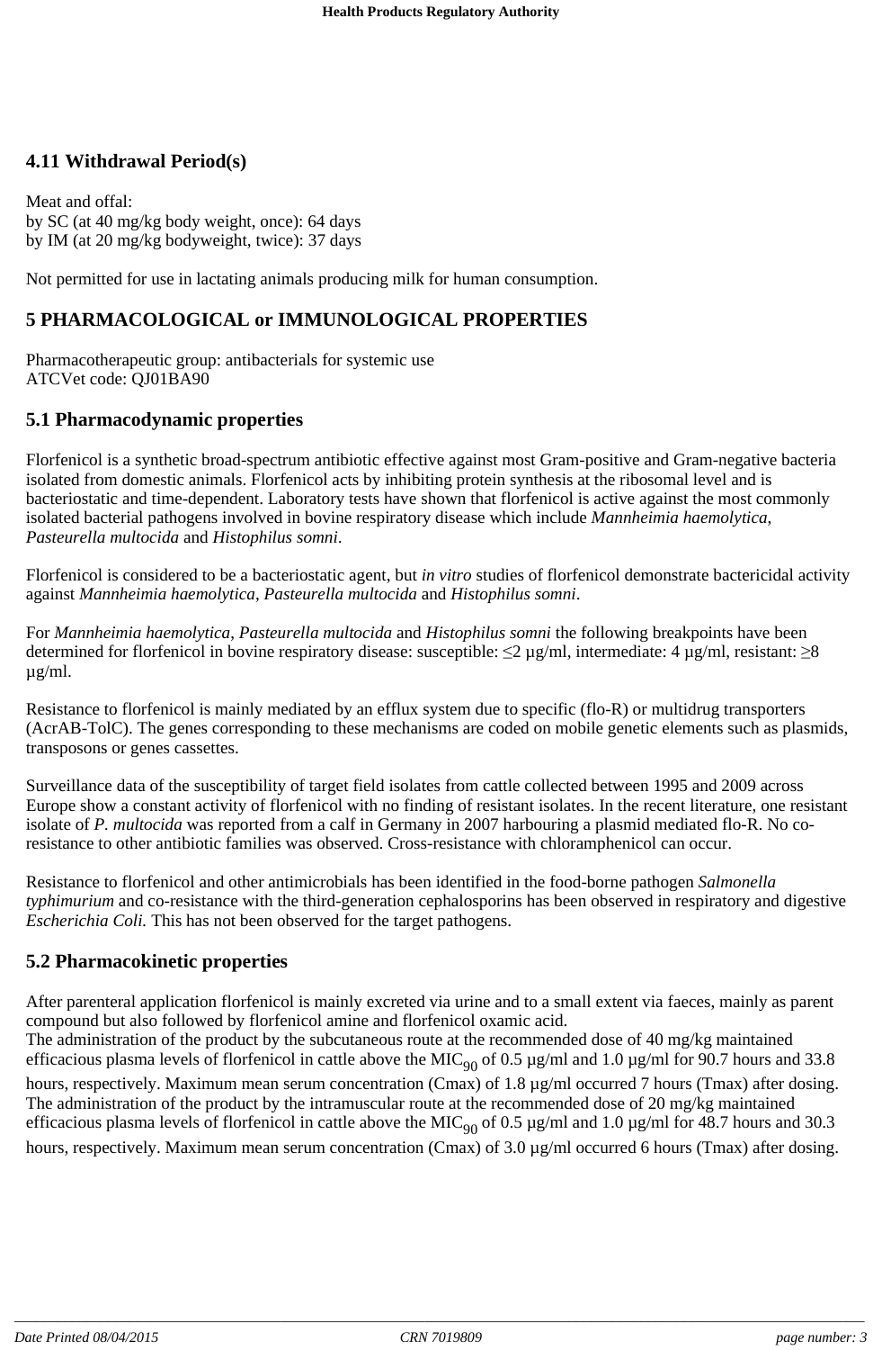## 4.11 Withdrawal Period(s)

Meat and offal:
by SC (at 40 mg/kg body weight, once): 64 days
by IM (at 20 mg/kg bodyweight, twice): 37 days

Not permitted for use in lactating animals producing milk for human consumption.

## 5 PHARMACOLOGICAL or IMMUNOLOGICAL PROPERTIES

Pharmacotherapeutic group: antibacterials for systemic use
ATCVet code: QJ01BA90

### 5.1 Pharmacodynamic properties

Florfenicol is a synthetic broad-spectrum antibiotic effective against most Gram-positive and Gram-negative bacteria isolated from domestic animals. Florfenicol acts by inhibiting protein synthesis at the ribosomal level and is bacteriostatic and time-dependent. Laboratory tests have shown that florfenicol is active against the most commonly isolated bacterial pathogens involved in bovine respiratory disease which include *Mannheimia haemolytica*, *Pasteurella multocida* and *Histophilus somni*.

Florfenicol is considered to be a bacteriostatic agent, but *in vitro* studies of florfenicol demonstrate bactericidal activity against *Mannheimia haemolytica*, *Pasteurella multocida* and *Histophilus somni*.

For *Mannheimia haemolytica*, *Pasteurella multocida* and *Histophilus somni* the following breakpoints have been determined for florfenicol in bovine respiratory disease: susceptible: ≤2 µg/ml, intermediate: 4 µg/ml, resistant: ≥8 µg/ml.

Resistance to florfenicol is mainly mediated by an efflux system due to specific (flo-R) or multidrug transporters (AcrAB-TolC). The genes corresponding to these mechanisms are coded on mobile genetic elements such as plasmids, transposons or genes cassettes.

Surveillance data of the susceptibility of target field isolates from cattle collected between 1995 and 2009 across Europe show a constant activity of florfenicol with no finding of resistant isolates. In the recent literature, one resistant isolate of *P. multocida* was reported from a calf in Germany in 2007 harbouring a plasmid mediated flo-R. No co-resistance to other antibiotic families was observed. Cross-resistance with chloramphenicol can occur.

Resistance to florfenicol and other antimicrobials has been identified in the food-borne pathogen *Salmonella typhimurium* and co-resistance with the third-generation cephalosporins has been observed in respiratory and digestive *Escherichia Coli.* This has not been observed for the target pathogens.

### 5.2 Pharmacokinetic properties

After parenteral application florfenicol is mainly excreted via urine and to a small extent via faeces, mainly as parent compound but also followed by florfenicol amine and florfenicol oxamic acid.
The administration of the product by the subcutaneous route at the recommended dose of 40 mg/kg maintained efficacious plasma levels of florfenicol in cattle above the $MIC_{90}$ of 0.5 µg/ml and 1.0 µg/ml for 90.7 hours and 33.8 hours, respectively. Maximum mean serum concentration (Cmax) of 1.8 µg/ml occurred 7 hours (Tmax) after dosing.
The administration of the product by the intramuscular route at the recommended dose of 20 mg/kg maintained efficacious plasma levels of florfenicol in cattle above the $MIC_{90}$ of 0.5 µg/ml and 1.0 µg/ml for 48.7 hours and 30.3 hours, respectively. Maximum mean serum concentration (Cmax) of 3.0 µg/ml occurred 6 hours (Tmax) after dosing.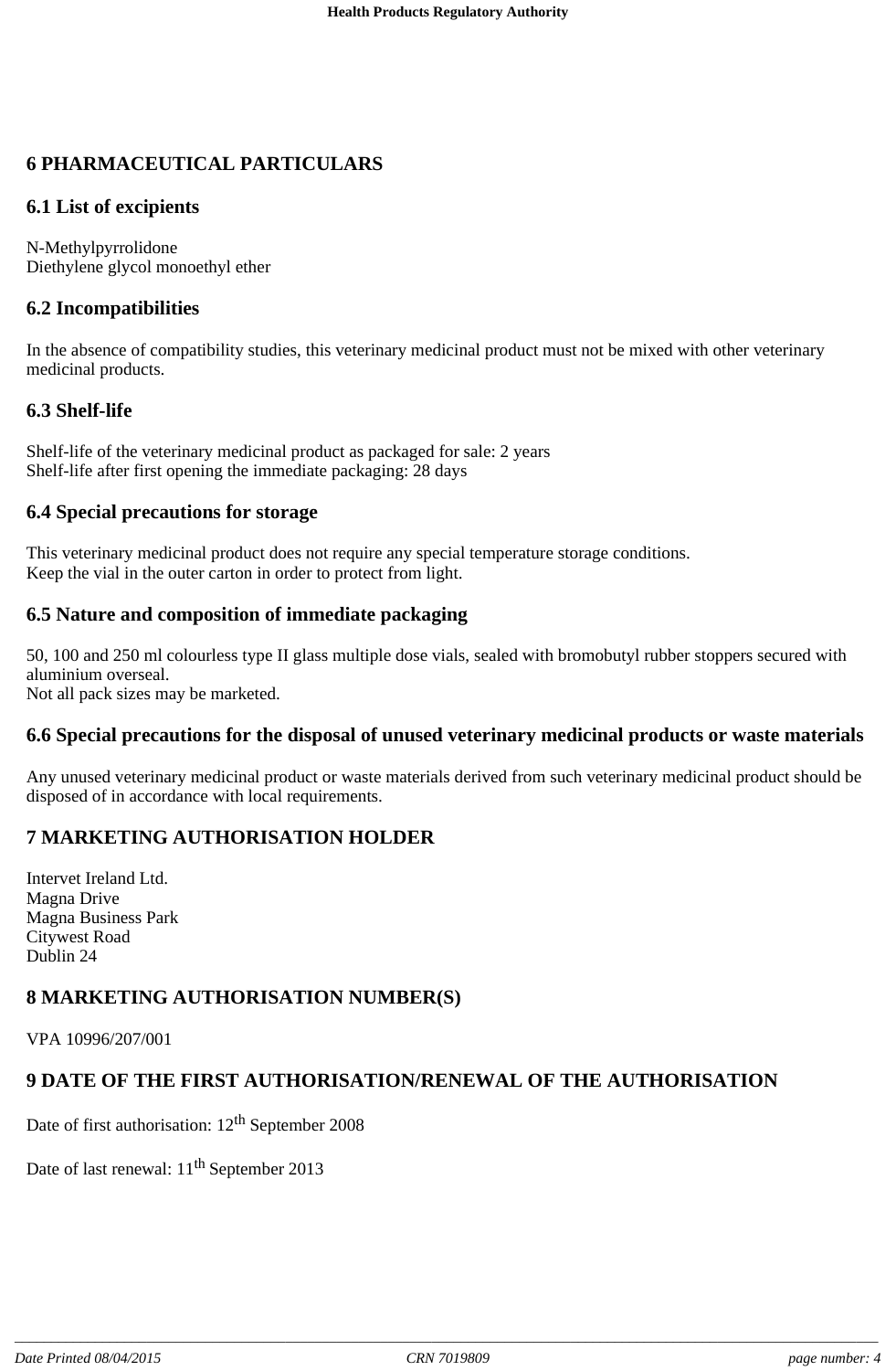# 6 PHARMACEUTICAL PARTICULARS

## 6.1 List of excipients

N-Methylpyrrolidone
Diethylene glycol monoethyl ether

## 6.2 Incompatibilities

In the absence of compatibility studies, this veterinary medicinal product must not be mixed with other veterinary medicinal products.

## 6.3 Shelf-life

Shelf-life of the veterinary medicinal product as packaged for sale: 2 years
Shelf-life after first opening the immediate packaging: 28 days

## 6.4 Special precautions for storage

This veterinary medicinal product does not require any special temperature storage conditions.
Keep the vial in the outer carton in order to protect from light.

## 6.5 Nature and composition of immediate packaging

50, 100 and 250 ml colourless type II glass multiple dose vials, sealed with bromobutyl rubber stoppers secured with aluminium overseal.
Not all pack sizes may be marketed.

## 6.6 Special precautions for the disposal of unused veterinary medicinal products or waste materials

Any unused veterinary medicinal product or waste materials derived from such veterinary medicinal product should be disposed of in accordance with local requirements.

# 7 MARKETING AUTHORISATION HOLDER

Intervet Ireland Ltd.
Magna Drive
Magna Business Park
Citywest Road
Dublin 24

# 8 MARKETING AUTHORISATION NUMBER(S)

VPA 10996/207/001

# 9 DATE OF THE FIRST AUTHORISATION/RENEWAL OF THE AUTHORISATION

Date of first authorisation: 12th September 2008

Date of last renewal: 11th September 2013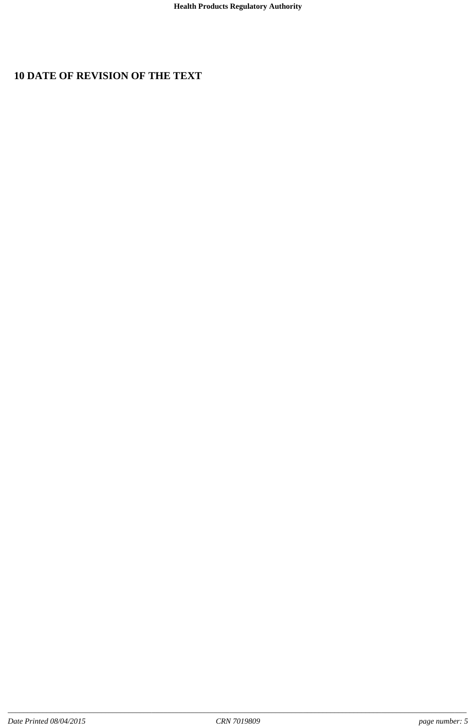## 10 DATE OF REVISION OF THE TEXT